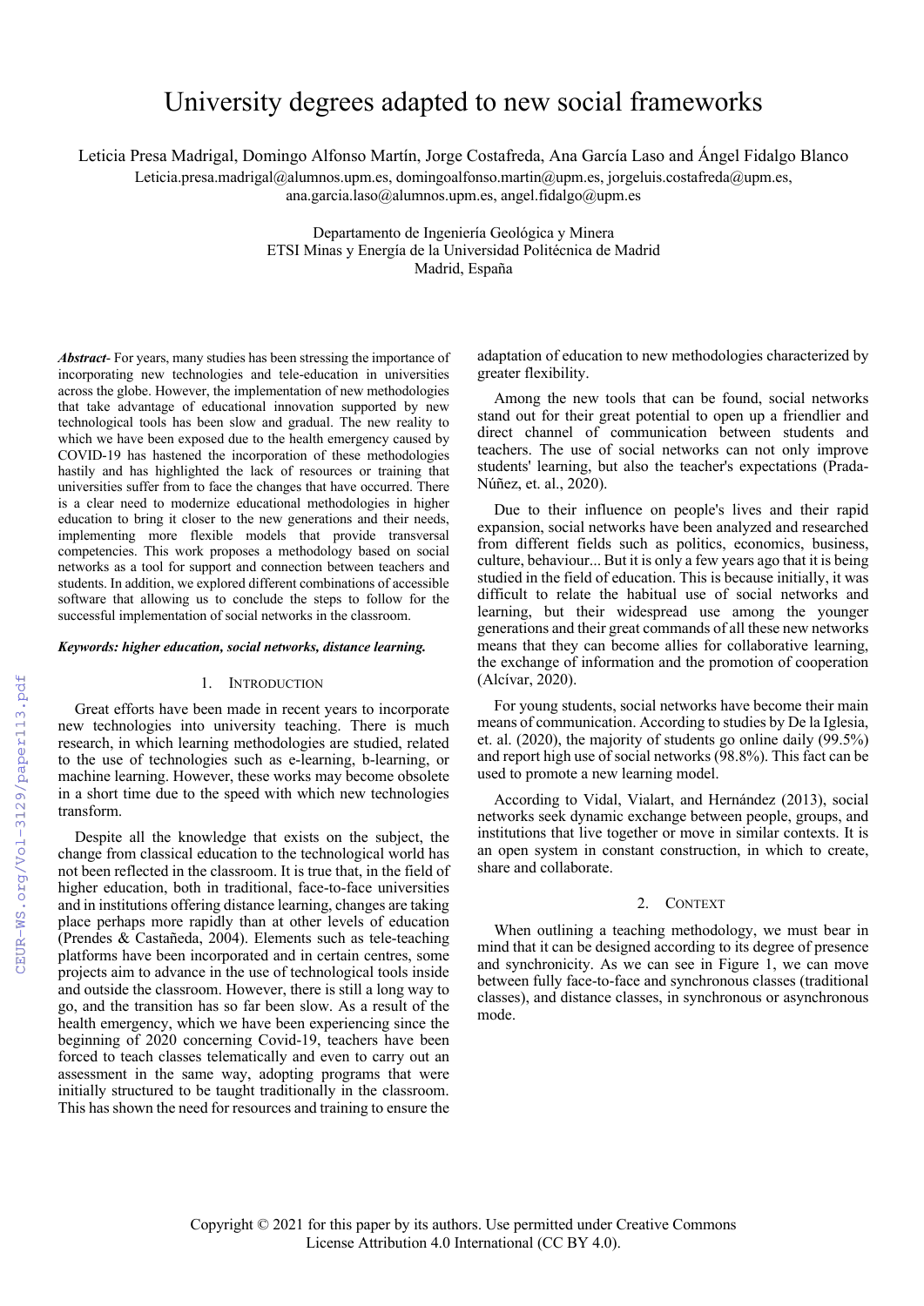# University degrees adapted to new social frameworks

Leticia Presa Madrigal, Domingo Alfonso Martín, Jorge Costafreda, Ana García Laso and Ángel Fidalgo Blanco

Leticia.presa.madrigal@alumnos.upm.es, domingoalfonso.martin@upm.es, jorgeluis.costafreda@upm.es, ana.garcia.laso@alumnos.upm.es, angel.fidalgo@upm.es

Departamento de Ingeniería Geológica y Minera
ETSI Minas y Energía de la Universidad Politécnica de Madrid
Madrid, España

***Abstract***- For years, many studies has been stressing the importance of incorporating new technologies and tele-education in universities across the globe. However, the implementation of new methodologies that take advantage of educational innovation supported by new technological tools has been slow and gradual. The new reality to which we have been exposed due to the health emergency caused by COVID-19 has hastened the incorporation of these methodologies hastily and has highlighted the lack of resources or training that universities suffer from to face the changes that have occurred. There is a clear need to modernize educational methodologies in higher education to bring it closer to the new generations and their needs, implementing more flexible models that provide transversal competencies. This work proposes a methodology based on social networks as a tool for support and connection between teachers and students. In addition, we explored different combinations of accessible software that allowing us to conclude the steps to follow for the successful implementation of social networks in the classroom.

***Keywords: higher education, social networks, distance learning.***

## 1. Introduction

Great efforts have been made in recent years to incorporate new technologies into university teaching. There is much research, in which learning methodologies are studied, related to the use of technologies such as e-learning, b-learning, or machine learning. However, these works may become obsolete in a short time due to the speed with which new technologies transform.

Despite all the knowledge that exists on the subject, the change from classical education to the technological world has not been reflected in the classroom. It is true that, in the field of higher education, both in traditional, face-to-face universities and in institutions offering distance learning, changes are taking place perhaps more rapidly than at other levels of education (Prendes & Castañeda, 2004). Elements such as tele-teaching platforms have been incorporated and in certain centres, some projects aim to advance in the use of technological tools inside and outside the classroom. However, there is still a long way to go, and the transition has so far been slow. As a result of the health emergency, which we have been experiencing since the beginning of 2020 concerning Covid-19, teachers have been forced to teach classes telematically and even to carry out an assessment in the same way, adopting programs that were initially structured to be taught traditionally in the classroom. This has shown the need for resources and training to ensure the adaptation of education to new methodologies characterized by greater flexibility.

Among the new tools that can be found, social networks stand out for their great potential to open up a friendlier and direct channel of communication between students and teachers. The use of social networks can not only improve students' learning, but also the teacher's expectations (Prada-Núñez, et. al., 2020).

Due to their influence on people's lives and their rapid expansion, social networks have been analyzed and researched from different fields such as politics, economics, business, culture, behaviour... But it is only a few years ago that it is being studied in the field of education. This is because initially, it was difficult to relate the habitual use of social networks and learning, but their widespread use among the younger generations and their great commands of all these new networks means that they can become allies for collaborative learning, the exchange of information and the promotion of cooperation (Alcívar, 2020).

For young students, social networks have become their main means of communication. According to studies by De la Iglesia, et. al. (2020), the majority of students go online daily (99.5%) and report high use of social networks (98.8%). This fact can be used to promote a new learning model.

According to Vidal, Vialart, and Hernández (2013), social networks seek dynamic exchange between people, groups, and institutions that live together or move in similar contexts. It is an open system in constant construction, in which to create, share and collaborate.

## 2. Context

When outlining a teaching methodology, we must bear in mind that it can be designed according to its degree of presence and synchronicity. As we can see in Figure 1, we can move between fully face-to-face and synchronous classes (traditional classes), and distance classes, in synchronous or asynchronous mode.

Copyright © 2021 for this paper by its authors. Use permitted under Creative Commons License Attribution 4.0 International (CC BY 4.0).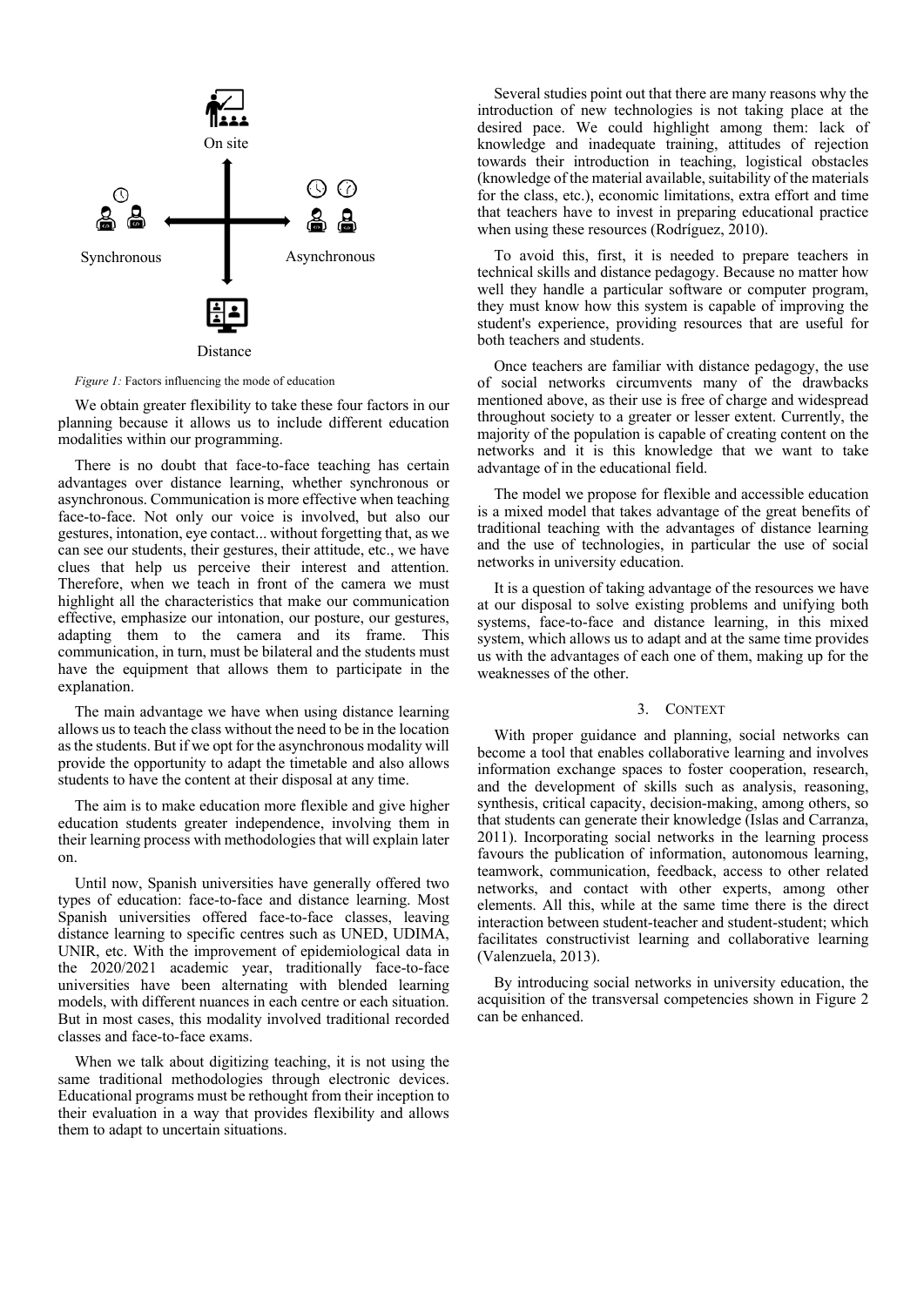On site

Synchronous

Asynchronous

Distance

*Figure 1:* Factors influencing the mode of education

We obtain greater flexibility to take these four factors in our planning because it allows us to include different education modalities within our programming.

There is no doubt that face-to-face teaching has certain advantages over distance learning, whether synchronous or asynchronous. Communication is more effective when teaching face-to-face. Not only our voice is involved, but also our gestures, intonation, eye contact... without forgetting that, as we can see our students, their gestures, their attitude, etc., we have clues that help us perceive their interest and attention. Therefore, when we teach in front of the camera we must highlight all the characteristics that make our communication effective, emphasize our intonation, our posture, our gestures, adapting them to the camera and its frame. This communication, in turn, must be bilateral and the students must have the equipment that allows them to participate in the explanation.

The main advantage we have when using distance learning allows us to teach the class without the need to be in the location as the students. But if we opt for the asynchronous modality will provide the opportunity to adapt the timetable and also allows students to have the content at their disposal at any time.

The aim is to make education more flexible and give higher education students greater independence, involving them in their learning process with methodologies that will explain later on.

Until now, Spanish universities have generally offered two types of education: face-to-face and distance learning. Most Spanish universities offered face-to-face classes, leaving distance learning to specific centres such as UNED, UDIMA, UNIR, etc. With the improvement of epidemiological data in the 2020/2021 academic year, traditionally face-to-face universities have been alternating with blended learning models, with different nuances in each centre or each situation. But in most cases, this modality involved traditional recorded classes and face-to-face exams.

When we talk about digitizing teaching, it is not using the same traditional methodologies through electronic devices. Educational programs must be rethought from their inception to their evaluation in a way that provides flexibility and allows them to adapt to uncertain situations.

Several studies point out that there are many reasons why the introduction of new technologies is not taking place at the desired pace. We could highlight among them: lack of knowledge and inadequate training, attitudes of rejection towards their introduction in teaching, logistical obstacles (knowledge of the material available, suitability of the materials for the class, etc.), economic limitations, extra effort and time that teachers have to invest in preparing educational practice when using these resources (Rodríguez, 2010).

To avoid this, first, it is needed to prepare teachers in technical skills and distance pedagogy. Because no matter how well they handle a particular software or computer program, they must know how this system is capable of improving the student's experience, providing resources that are useful for both teachers and students.

Once teachers are familiar with distance pedagogy, the use of social networks circumvents many of the drawbacks mentioned above, as their use is free of charge and widespread throughout society to a greater or lesser extent. Currently, the majority of the population is capable of creating content on the networks and it is this knowledge that we want to take advantage of in the educational field.

The model we propose for flexible and accessible education is a mixed model that takes advantage of the great benefits of traditional teaching with the advantages of distance learning and the use of technologies, in particular the use of social networks in university education.

It is a question of taking advantage of the resources we have at our disposal to solve existing problems and unifying both systems, face-to-face and distance learning, in this mixed system, which allows us to adapt and at the same time provides us with the advantages of each one of them, making up for the weaknesses of the other.

## 3. Context

With proper guidance and planning, social networks can become a tool that enables collaborative learning and involves information exchange spaces to foster cooperation, research, and the development of skills such as analysis, reasoning, synthesis, critical capacity, decision-making, among others, so that students can generate their knowledge (Islas and Carranza, 2011). Incorporating social networks in the learning process favours the publication of information, autonomous learning, teamwork, communication, feedback, access to other related networks, and contact with other experts, among other elements. All this, while at the same time there is the direct interaction between student-teacher and student-student; which facilitates constructivist learning and collaborative learning (Valenzuela, 2013).

By introducing social networks in university education, the acquisition of the transversal competencies shown in Figure 2 can be enhanced.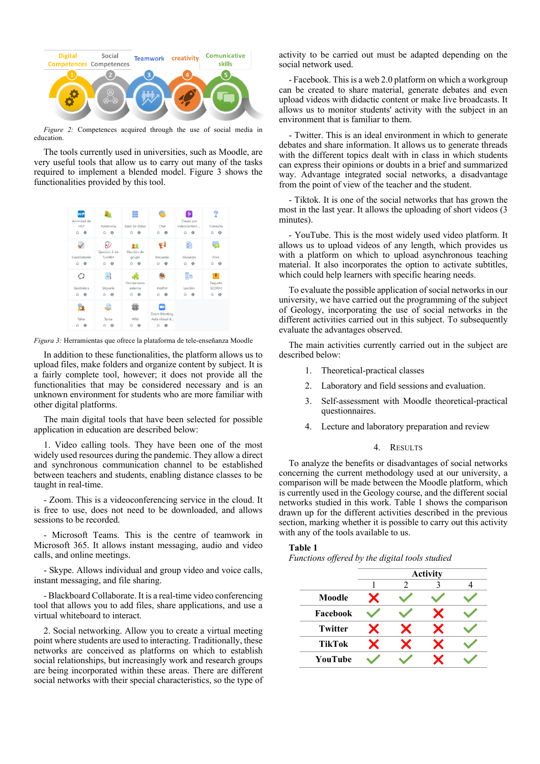*Figure 2:* Competences acquired through the use of social media in education.

The tools currently used in universities, such as Moodle, are very useful tools that allow us to carry out many of the tasks required to implement a blended model. Figure 3 shows the functionalities provided by this tool.

*Figura 3:* Herramientas que ofrece la plataforma de tele-enseñanza Moodle

In addition to these functionalities, the platform allows us to upload files, make folders and organize content by subject. It is a fairly complete tool, however; it does not provide all the functionalities that may be considered necessary and is an unknown environment for students who are more familiar with other digital platforms.

The main digital tools that have been selected for possible application in education are described below:

1. Video calling tools. They have been one of the most widely used resources during the pandemic. They allow a direct and synchronous communication channel to be established between teachers and students, enabling distance classes to be taught in real-time.

- Zoom. This is a videoconferencing service in the cloud. It is free to use, does not need to be downloaded, and allows sessions to be recorded.

- Microsoft Teams. This is the centre of teamwork in Microsoft 365. It allows instant messaging, audio and video calls, and online meetings.

- Skype. Allows individual and group video and voice calls, instant messaging, and file sharing.

- Blackboard Collaborate. It is a real-time video conferencing tool that allows you to add files, share applications, and use a virtual whiteboard to interact.

2. Social networking. Allow you to create a virtual meeting point where students are used to interacting. Traditionally, these networks are conceived as platforms on which to establish social relationships, but increasingly work and research groups are being incorporated within these areas. There are different social networks with their special characteristics, so the type of activity to be carried out must be adapted depending on the social network used.

- Facebook. This is a web 2.0 platform on which a workgroup can be created to share material, generate debates and even upload videos with didactic content or make live broadcasts. It allows us to monitor students' activity with the subject in an environment that is familiar to them.

- Twitter. This is an ideal environment in which to generate debates and share information. It allows us to generate threads with the different topics dealt with in class in which students can express their opinions or doubts in a brief and summarized way. Advantage integrated social networks, a disadvantage from the point of view of the teacher and the student.

- Tiktok. It is one of the social networks that has grown the most in the last year. It allows the uploading of short videos (3 minutes).

- YouTube. This is the most widely used video platform. It allows us to upload videos of any length, which provides us with a platform on which to upload asynchronous teaching material. It also incorporates the option to activate subtitles, which could help learners with specific hearing needs.

To evaluate the possible application of social networks in our university, we have carried out the programming of the subject of Geology, incorporating the use of social networks in the different activities carried out in this subject. To subsequently evaluate the advantages observed.

The main activities currently carried out in the subject are described below:

1. Theoretical-practical classes
2. Laboratory and field sessions and evaluation.
3. Self-assessment with Moodle theoretical-practical questionnaires.
4. Lecture and laboratory preparation and review

## 4. Results

To analyze the benefits or disadvantages of social networks concerning the current methodology used at our university, a comparison will be made between the Moodle platform, which is currently used in the Geology course, and the different social networks studied in this work. Table 1 shows the comparison drawn up for the different activities described in the previous section, marking whether it is possible to carry out this activity with any of the tools available to us.

**Table 1**
*Functions offered by the digital tools studied*

| | Activity | | | |
|---|---|---|---|---|
| | 1 | 2 | 3 | 4 |
| **Moodle** | ✗ | ✓ | ✓ | ✓ |
| **Facebook** | ✓ | ✓ | ✗ | ✓ |
| **Twitter** | ✗ | ✗ | ✗ | ✓ |
| **TikTok** | ✗ | ✗ | ✗ | ✓ |
| **YouTube** | ✓ | ✓ | ✗ | ✓ |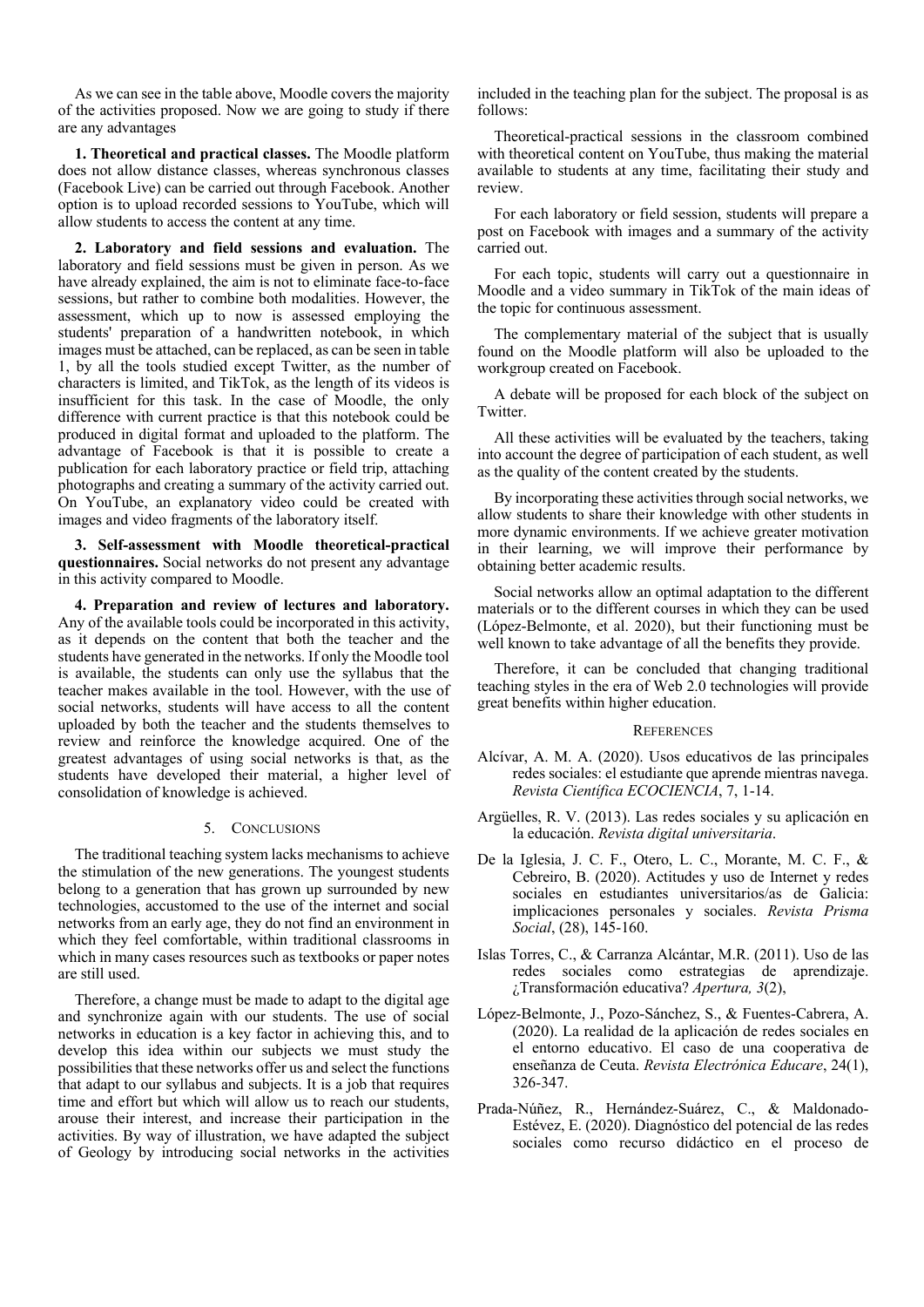As we can see in the table above, Moodle covers the majority of the activities proposed. Now we are going to study if there are any advantages

**1. Theoretical and practical classes.** The Moodle platform does not allow distance classes, whereas synchronous classes (Facebook Live) can be carried out through Facebook. Another option is to upload recorded sessions to YouTube, which will allow students to access the content at any time.

**2. Laboratory and field sessions and evaluation.** The laboratory and field sessions must be given in person. As we have already explained, the aim is not to eliminate face-to-face sessions, but rather to combine both modalities. However, the assessment, which up to now is assessed employing the students' preparation of a handwritten notebook, in which images must be attached, can be replaced, as can be seen in table 1, by all the tools studied except Twitter, as the number of characters is limited, and TikTok, as the length of its videos is insufficient for this task. In the case of Moodle, the only difference with current practice is that this notebook could be produced in digital format and uploaded to the platform. The advantage of Facebook is that it is possible to create a publication for each laboratory practice or field trip, attaching photographs and creating a summary of the activity carried out. On YouTube, an explanatory video could be created with images and video fragments of the laboratory itself.

**3. Self-assessment with Moodle theoretical-practical questionnaires.** Social networks do not present any advantage in this activity compared to Moodle.

**4. Preparation and review of lectures and laboratory.** Any of the available tools could be incorporated in this activity, as it depends on the content that both the teacher and the students have generated in the networks. If only the Moodle tool is available, the students can only use the syllabus that the teacher makes available in the tool. However, with the use of social networks, students will have access to all the content uploaded by both the teacher and the students themselves to review and reinforce the knowledge acquired. One of the greatest advantages of using social networks is that, as the students have developed their material, a higher level of consolidation of knowledge is achieved.

## 5. Conclusions

The traditional teaching system lacks mechanisms to achieve the stimulation of the new generations. The youngest students belong to a generation that has grown up surrounded by new technologies, accustomed to the use of the internet and social networks from an early age, they do not find an environment in which they feel comfortable, within traditional classrooms in which in many cases resources such as textbooks or paper notes are still used.

Therefore, a change must be made to adapt to the digital age and synchronize again with our students. The use of social networks in education is a key factor in achieving this, and to develop this idea within our subjects we must study the possibilities that these networks offer us and select the functions that adapt to our syllabus and subjects. It is a job that requires time and effort but which will allow us to reach our students, arouse their interest, and increase their participation in the activities. By way of illustration, we have adapted the subject of Geology by introducing social networks in the activities included in the teaching plan for the subject. The proposal is as follows:

Theoretical-practical sessions in the classroom combined with theoretical content on YouTube, thus making the material available to students at any time, facilitating their study and review.

For each laboratory or field session, students will prepare a post on Facebook with images and a summary of the activity carried out.

For each topic, students will carry out a questionnaire in Moodle and a video summary in TikTok of the main ideas of the topic for continuous assessment.

The complementary material of the subject that is usually found on the Moodle platform will also be uploaded to the workgroup created on Facebook.

A debate will be proposed for each block of the subject on Twitter.

All these activities will be evaluated by the teachers, taking into account the degree of participation of each student, as well as the quality of the content created by the students.

By incorporating these activities through social networks, we allow students to share their knowledge with other students in more dynamic environments. If we achieve greater motivation in their learning, we will improve their performance by obtaining better academic results.

Social networks allow an optimal adaptation to the different materials or to the different courses in which they can be used (López-Belmonte, et al. 2020), but their functioning must be well known to take advantage of all the benefits they provide.

Therefore, it can be concluded that changing traditional teaching styles in the era of Web 2.0 technologies will provide great benefits within higher education.

## References

Alcívar, A. M. A. (2020). Usos educativos de las principales redes sociales: el estudiante que aprende mientras navega. *Revista Científica ECOCIENCIA*, 7, 1-14.

Argüelles, R. V. (2013). Las redes sociales y su aplicación en la educación. *Revista digital universitaria*.

De la Iglesia, J. C. F., Otero, L. C., Morante, M. C. F., & Cebreiro, B. (2020). Actitudes y uso de Internet y redes sociales en estudiantes universitarios/as de Galicia: implicaciones personales y sociales. *Revista Prisma Social*, (28), 145-160.

Islas Torres, C., & Carranza Alcántar, M.R. (2011). Uso de las redes sociales como estrategias de aprendizaje. ¿Transformación educativa? *Apertura, 3*(2),

López-Belmonte, J., Pozo-Sánchez, S., & Fuentes-Cabrera, A. (2020). La realidad de la aplicación de redes sociales en el entorno educativo. El caso de una cooperativa de enseñanza de Ceuta. *Revista Electrónica Educare*, 24(1), 326-347.

Prada-Núñez, R., Hernández-Suárez, C., & Maldonado-Estévez, E. (2020). Diagnóstico del potencial de las redes sociales como recurso didáctico en el proceso de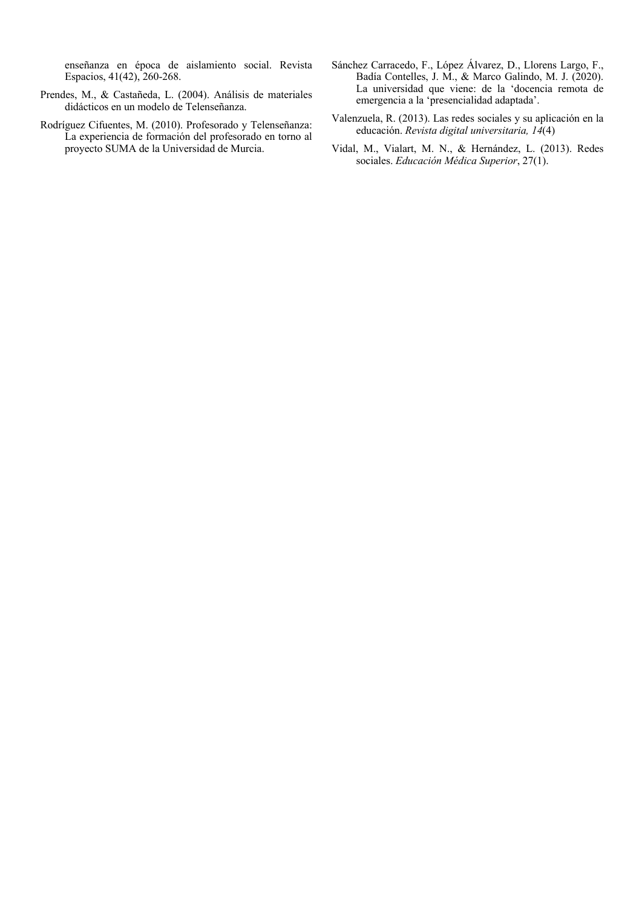enseñanza en época de aislamiento social. Revista Espacios, 41(42), 260-268.

Prendes, M., & Castañeda, L. (2004). Análisis de materiales didácticos en un modelo de Telenseñanza.

Rodríguez Cifuentes, M. (2010). Profesorado y Telenseñanza: La experiencia de formación del profesorado en torno al proyecto SUMA de la Universidad de Murcia.

Sánchez Carracedo, F., López Álvarez, D., Llorens Largo, F., Badía Contelles, J. M., & Marco Galindo, M. J. (2020). La universidad que viene: de la 'docencia remota de emergencia a la 'presencialidad adaptada'.

Valenzuela, R. (2013). Las redes sociales y su aplicación en la educación. *Revista digital universitaria, 14*(4)

Vidal, M., Vialart, M. N., & Hernández, L. (2013). Redes sociales. *Educación Médica Superior*, 27(1).